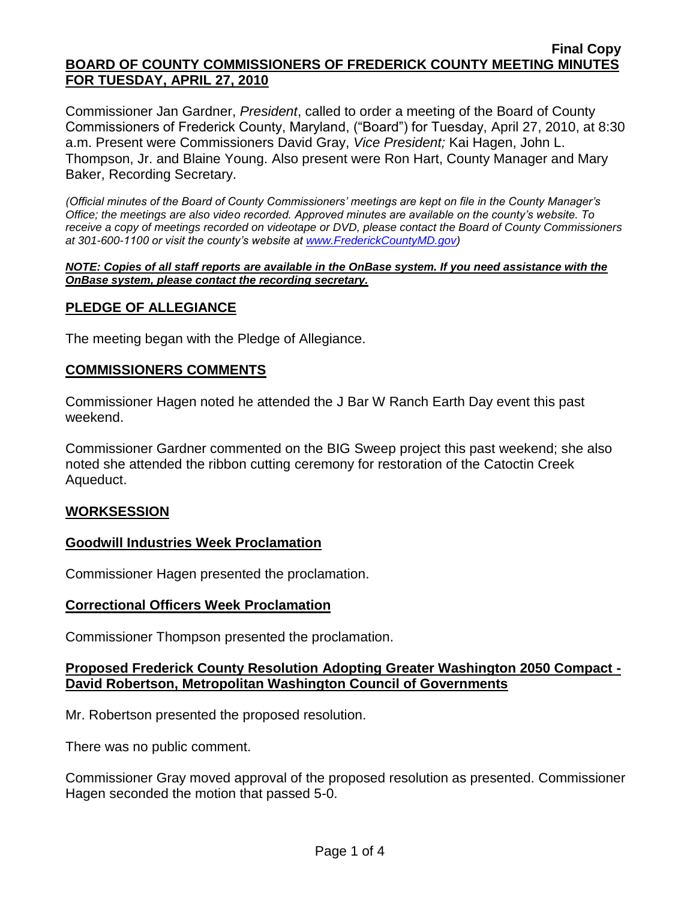**Final Copy**

**BOARD OF COUNTY COMMISSIONERS OF FREDERICK COUNTY MEETING MINUTES FOR TUESDAY, APRIL 27, 2010**

Commissioner Jan Gardner, *President*, called to order a meeting of the Board of County Commissioners of Frederick County, Maryland, ("Board") for Tuesday, April 27, 2010, at 8:30 a.m. Present were Commissioners David Gray, *Vice President;* Kai Hagen, John L. Thompson, Jr. and Blaine Young. Also present were Ron Hart, County Manager and Mary Baker, Recording Secretary.

*(Official minutes of the Board of County Commissioners' meetings are kept on file in the County Manager's Office; the meetings are also video recorded. Approved minutes are available on the county's website. To receive a copy of meetings recorded on videotape or DVD, please contact the Board of County Commissioners at 301-600-1100 or visit the county's website at www.FrederickCountyMD.gov)*

***NOTE: Copies of all staff reports are available in the OnBase system. If you need assistance with the OnBase system, please contact the recording secretary.***

## PLEDGE OF ALLEGIANCE

The meeting began with the Pledge of Allegiance.

## COMMISSIONERS COMMENTS

Commissioner Hagen noted he attended the J Bar W Ranch Earth Day event this past weekend.

Commissioner Gardner commented on the BIG Sweep project this past weekend; she also noted she attended the ribbon cutting ceremony for restoration of the Catoctin Creek Aqueduct.

## WORKSESSION

### Goodwill Industries Week Proclamation

Commissioner Hagen presented the proclamation.

### Correctional Officers Week Proclamation

Commissioner Thompson presented the proclamation.

### Proposed Frederick County Resolution Adopting Greater Washington 2050 Compact - David Robertson, Metropolitan Washington Council of Governments

Mr. Robertson presented the proposed resolution.

There was no public comment.

Commissioner Gray moved approval of the proposed resolution as presented. Commissioner Hagen seconded the motion that passed 5-0.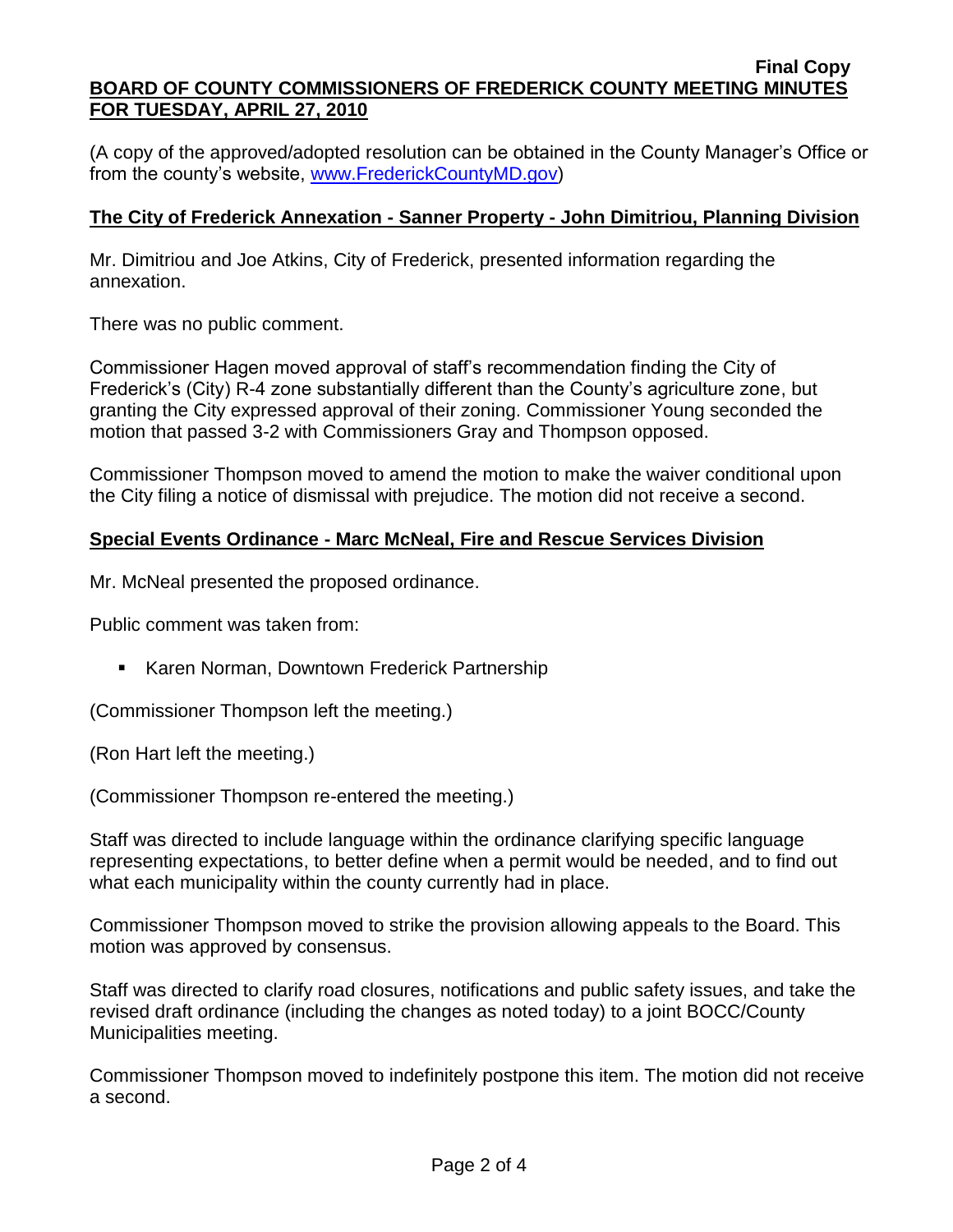**Final Copy**

**BOARD OF COUNTY COMMISSIONERS OF FREDERICK COUNTY MEETING MINUTES FOR TUESDAY, APRIL 27, 2010**

(A copy of the approved/adopted resolution can be obtained in the County Manager's Office or from the county's website, www.FrederickCountyMD.gov)

**The City of Frederick Annexation - Sanner Property - John Dimitriou, Planning Division**

Mr. Dimitriou and Joe Atkins, City of Frederick, presented information regarding the annexation.

There was no public comment.

Commissioner Hagen moved approval of staff's recommendation finding the City of Frederick's (City) R-4 zone substantially different than the County's agriculture zone, but granting the City expressed approval of their zoning. Commissioner Young seconded the motion that passed 3-2 with Commissioners Gray and Thompson opposed.

Commissioner Thompson moved to amend the motion to make the waiver conditional upon the City filing a notice of dismissal with prejudice. The motion did not receive a second.

**Special Events Ordinance - Marc McNeal, Fire and Rescue Services Division**

Mr. McNeal presented the proposed ordinance.

Public comment was taken from:

- Karen Norman, Downtown Frederick Partnership

(Commissioner Thompson left the meeting.)

(Ron Hart left the meeting.)

(Commissioner Thompson re-entered the meeting.)

Staff was directed to include language within the ordinance clarifying specific language representing expectations, to better define when a permit would be needed, and to find out what each municipality within the county currently had in place.

Commissioner Thompson moved to strike the provision allowing appeals to the Board. This motion was approved by consensus.

Staff was directed to clarify road closures, notifications and public safety issues, and take the revised draft ordinance (including the changes as noted today) to a joint BOCC/County Municipalities meeting.

Commissioner Thompson moved to indefinitely postpone this item. The motion did not receive a second.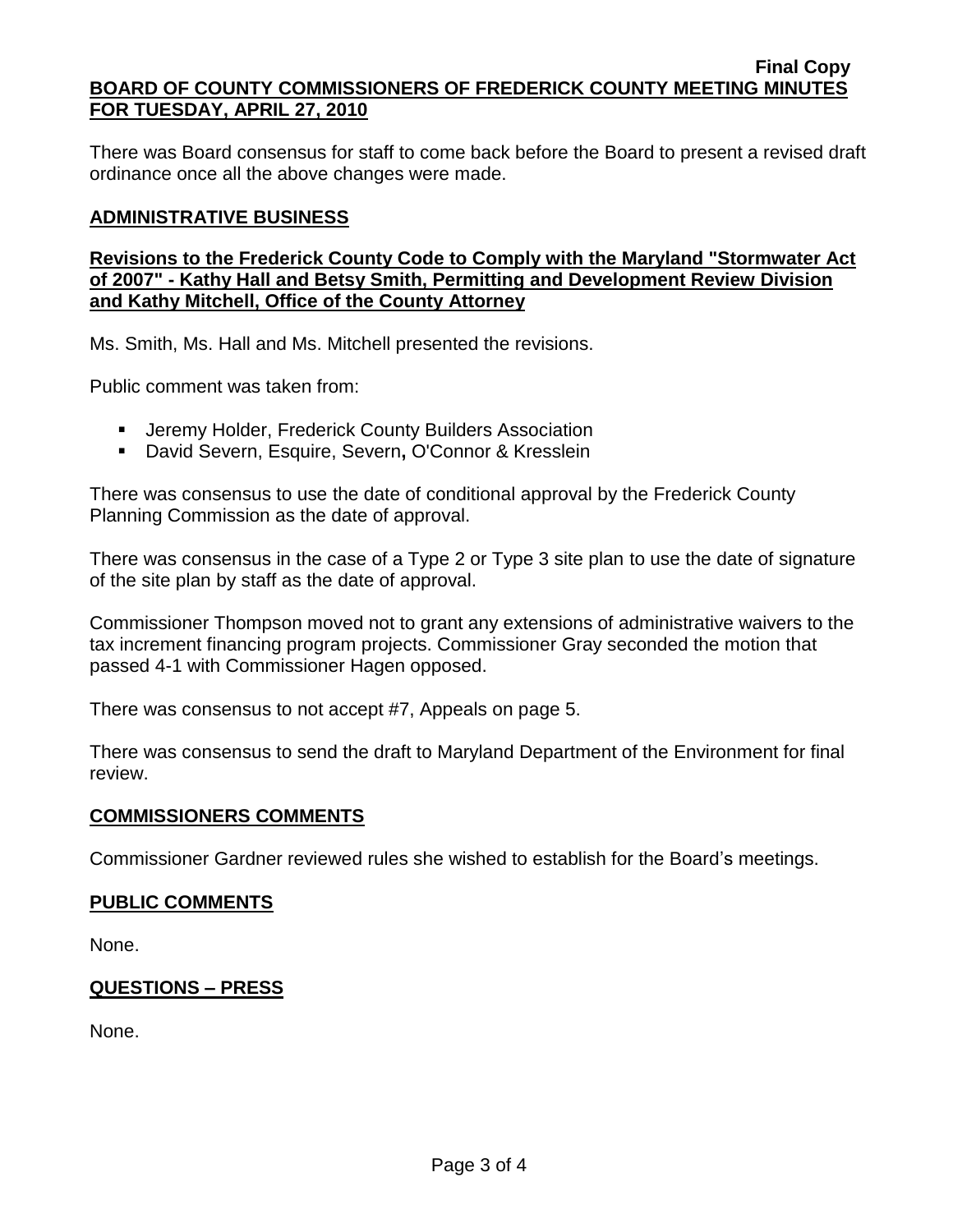There was Board consensus for staff to come back before the Board to present a revised draft ordinance once all the above changes were made.

## ADMINISTRATIVE BUSINESS

### Revisions to the Frederick County Code to Comply with the Maryland "Stormwater Act of 2007" - Kathy Hall and Betsy Smith, Permitting and Development Review Division and Kathy Mitchell, Office of the County Attorney

Ms. Smith, Ms. Hall and Ms. Mitchell presented the revisions.

Public comment was taken from:

- Jeremy Holder, Frederick County Builders Association
- David Severn, Esquire, Severn**,** O'Connor & Kresslein

There was consensus to use the date of conditional approval by the Frederick County Planning Commission as the date of approval.

There was consensus in the case of a Type 2 or Type 3 site plan to use the date of signature of the site plan by staff as the date of approval.

Commissioner Thompson moved not to grant any extensions of administrative waivers to the tax increment financing program projects. Commissioner Gray seconded the motion that passed 4-1 with Commissioner Hagen opposed.

There was consensus to not accept #7, Appeals on page 5.

There was consensus to send the draft to Maryland Department of the Environment for final review.

## COMMISSIONERS COMMENTS

Commissioner Gardner reviewed rules she wished to establish for the Board's meetings.

## PUBLIC COMMENTS

None.

## QUESTIONS – PRESS

None.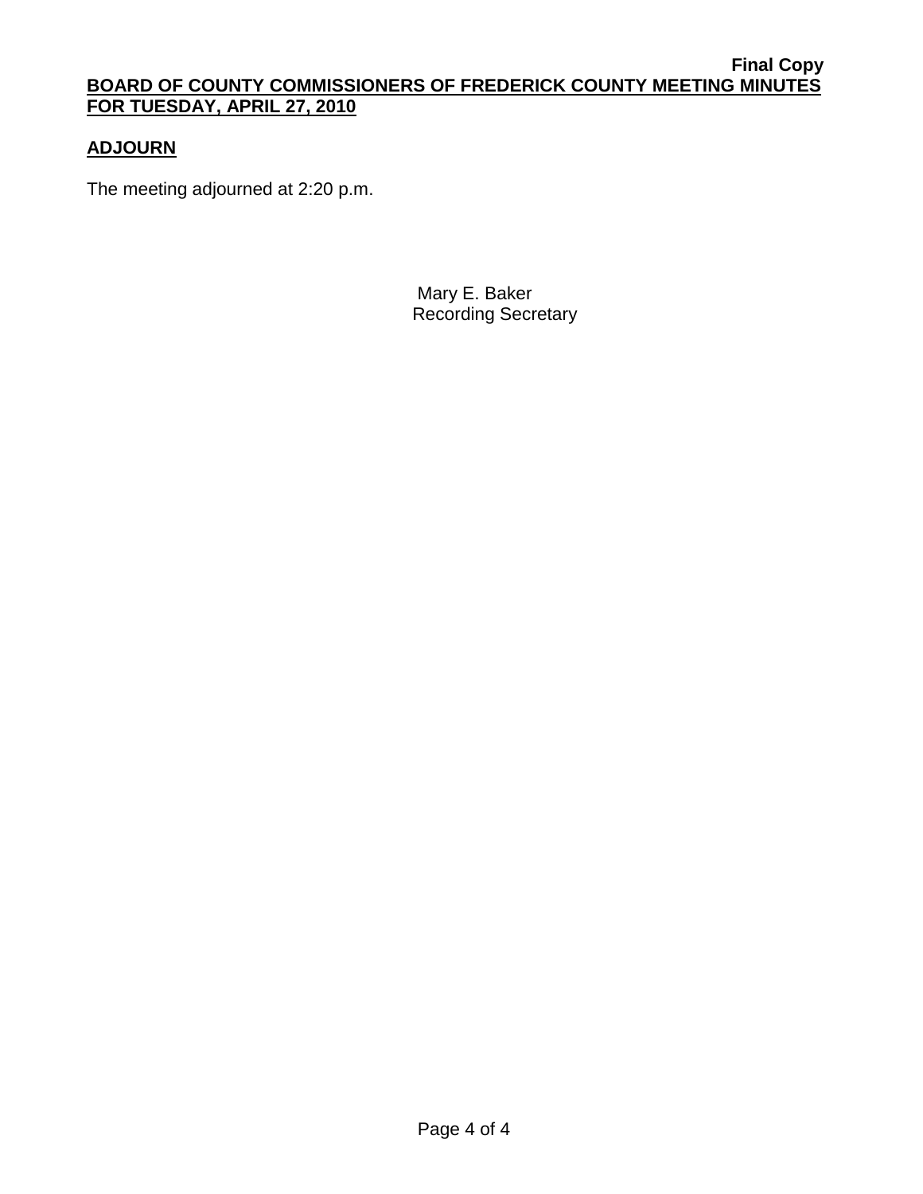## ADJOURN

The meeting adjourned at 2:20 p.m.

Mary E. Baker
Recording Secretary